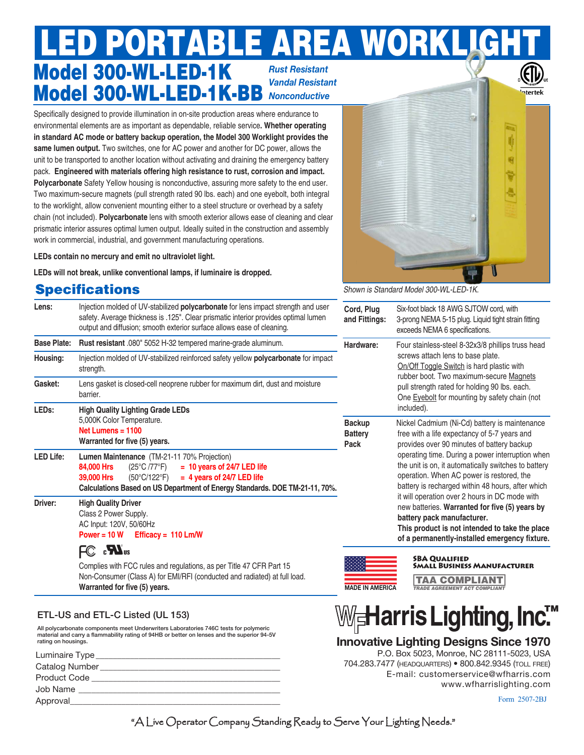# LED PORTABLE AREA WORKLIGHT

## Model 300-WL-LED-1K
## Model 300-WL-LED-1K-BB

*Rust Resistant*
*Vandal Resistant*
*Nonconductive*

Specifically designed to provide illumination in on-site production areas where endurance to environmental elements are as important as dependable, reliable service. **Whether operating in standard AC mode or battery backup operation, the Model 300 Worklight provides the same lumen output.** Two switches, one for AC power and another for DC power, allows the unit to be transported to another location without activating and draining the emergency battery pack. **Engineered with materials offering high resistance to rust, corrosion and impact. Polycarbonate** Safety Yellow housing is nonconductive, assuring more safety to the end user. Two maximum-secure magnets (pull strength rated 90 lbs. each) and one eyebolt, both integral to the worklight, allow convenient mounting either to a steel structure or overhead by a safety chain (not included). **Polycarbonate** lens with smooth exterior allows ease of cleaning and clear prismatic interior assures optimal lumen output. Ideally suited in the construction and assembly work in commercial, industrial, and government manufacturing operations.

**LEDs contain no mercury and emit no ultraviolet light.**

**LEDs will not break, unlike conventional lamps, if luminaire is dropped.**

*Shown is Standard Model 300-WL-LED-1K.*

## Specifications

| | |
|---|---|
| **Lens:** | Injection molded of UV-stabilized **polycarbonate** for lens impact strength and user safety. Average thickness is .125". Clear prismatic interior provides optimal lumen output and diffusion; smooth exterior surface allows ease of cleaning. |
| **Base Plate:** | **Rust resistant** .080" 5052 H-32 tempered marine-grade aluminum. |
| **Housing:** | Injection molded of UV-stabilized reinforced safety yellow **polycarbonate** for impact strength. |
| **Gasket:** | Lens gasket is closed-cell neoprene rubber for maximum dirt, dust and moisture barrier. |
| **LEDs:** | **High Quality Lighting Grade LEDs**<br>5,000K Color Temperature.<br>**Net Lumens = 1100**<br>**Warranted for five (5) years.** |
| **LED Life:** | **Lumen Maintenance** (TM-21-11 70% Projection)<br>**84,000 Hrs** (25°C /77°F) **= 10 years of 24/7 LED life**<br>**39,000 Hrs** (50°C/122°F) **= 4 years of 24/7 LED life**<br>**Calculations Based on US Department of Energy Standards. DOE TM-21-11, 70%.** |
| **Driver:** | **High Quality Driver**<br>Class 2 Power Supply.<br>AC Input: 120V, 50/60Hz<br>**Power = 10 W** **Efficacy = 110 Lm/W**<br>FC c UL us<br>Complies with FCC rules and regulations, as per Title 47 CFR Part 15 Non-Consumer (Class A) for EMI/RFI (conducted and radiated) at full load.<br>**Warranted for five (5) years.** |
| **Cord, Plug and Fittings:** | Six-foot black 18 AWG SJTOW cord, with 3-prong NEMA 5-15 plug. Liquid tight strain fitting exceeds NEMA 6 specifications. |
| **Hardware:** | Four stainless-steel 8-32x3/8 phillips truss head screws attach lens to base plate.<br>On/Off Toggle Switch is hard plastic with rubber boot. Two maximum-secure Magnets pull strength rated for holding 90 lbs. each. One Eyebolt for mounting by safety chain (not included). |
| **Backup Battery Pack** | Nickel Cadmium (Ni-Cd) battery is maintenance free with a life expectancy of 5-7 years and provides over 90 minutes of battery backup operating time. During a power interruption when the unit is on, it automatically switches to battery operation. When AC power is restored, the battery is recharged within 48 hours, after which it will operation over 2 hours in DC mode with new batteries. **Warranted for five (5) years by battery pack manufacturer.**<br>**This product is not intended to take the place of a permanently-installed emergency fixture.** |

### ETL-US and ETL-C Listed (UL 153)

All polycarbonate components meet Underwriters Laboratories 746C tests for polymeric material and carry a flammability rating of 94HB or better on lenses and the superior 94-5V rating on housings.

Luminaire Type ____________________

Catalog Number ____________________

Product Code ____________________

Job Name ____________________

Approval ____________________

MADE IN AMERICA

**SBA QUALIFIED SMALL BUSINESS MANUFACTURER**

**TAA COMPLIANT** – TRADE AGREEMENT ACT COMPLIANT

**WFHarris Lighting, Inc.™**

**Innovative Lighting Designs Since 1970**

P.O. Box 5023, Monroe, NC 28111-5023, USA
704.283.7477 (Headquarters) • 800.842.9345 (toll free)
E-mail: customerservice@wfharris.com
www.wfharrislighting.com

Form 2507-2BJ

"A Live Operator Company Standing Ready to Serve Your Lighting Needs."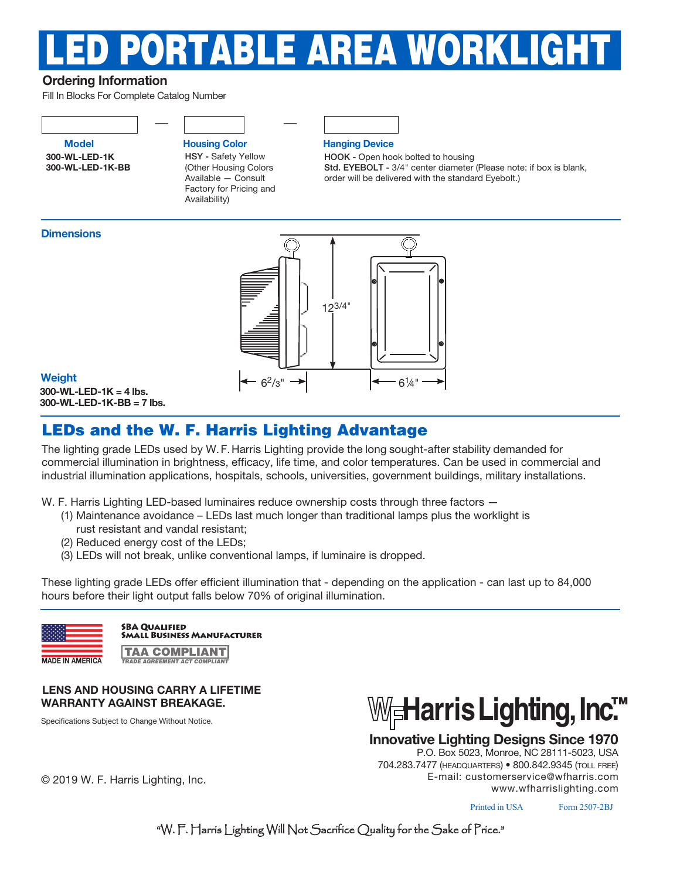# LED PORTABLE AREA WORKLIGHT

## Ordering Information

Fill In Blocks For Complete Catalog Number

| Model | Housing Color | Hanging Device |
| --- | --- | --- |
| **300-WL-LED-1K**<br>**300-WL-LED-1K-BB** | **HSY -** Safety Yellow<br>(Other Housing Colors Available — Consult Factory for Pricing and Availability) | **HOOK -** Open hook bolted to housing<br>**Std. EYEBOLT -** 3/4" center diameter (Please note: if box is blank, order will be delivered with the standard Eyebolt.) |

### Dimensions

12 3/4"

6 2/3"

6 1/4"

### Weight

**300-WL-LED-1K = 4 lbs.**
**300-WL-LED-1K-BB = 7 lbs.**

## LEDs and the W. F. Harris Lighting Advantage

The lighting grade LEDs used by W. F. Harris Lighting provide the long sought-after stability demanded for commercial illumination in brightness, efficacy, life time, and color temperatures. Can be used in commercial and industrial illumination applications, hospitals, schools, universities, government buildings, military installations.

W. F. Harris Lighting LED-based luminaires reduce ownership costs through three factors —

(1) Maintenance avoidance – LEDs last much longer than traditional lamps plus the worklight is rust resistant and vandal resistant;
(2) Reduced energy cost of the LEDs;
(3) LEDs will not break, unlike conventional lamps, if luminaire is dropped.

These lighting grade LEDs offer efficient illumination that - depending on the application - can last up to 84,000 hours before their light output falls below 70% of original illumination.

MADE IN AMERICA

**SBA QUALIFIED SMALL BUSINESS MANUFACTURER**

**TAA COMPLIANT**
*TRADE AGREEMENT ACT COMPLIANT*

**LENS AND HOUSING CARRY A LIFETIME WARRANTY AGAINST BREAKAGE.**

Specifications Subject to Change Without Notice.

© 2019 W. F. Harris Lighting, Inc.

**WF Harris Lighting, Inc.™**

**Innovative Lighting Designs Since 1970**
P.O. Box 5023, Monroe, NC 28111-5023, USA
704.283.7477 (HEADQUARTERS) • 800.842.9345 (TOLL FREE)
E-mail: customerservice@wfharris.com
www.wfharrislighting.com

Printed in USA    Form 2507-2BJ

"W. F. Harris Lighting Will Not Sacrifice Quality for the Sake of Price."